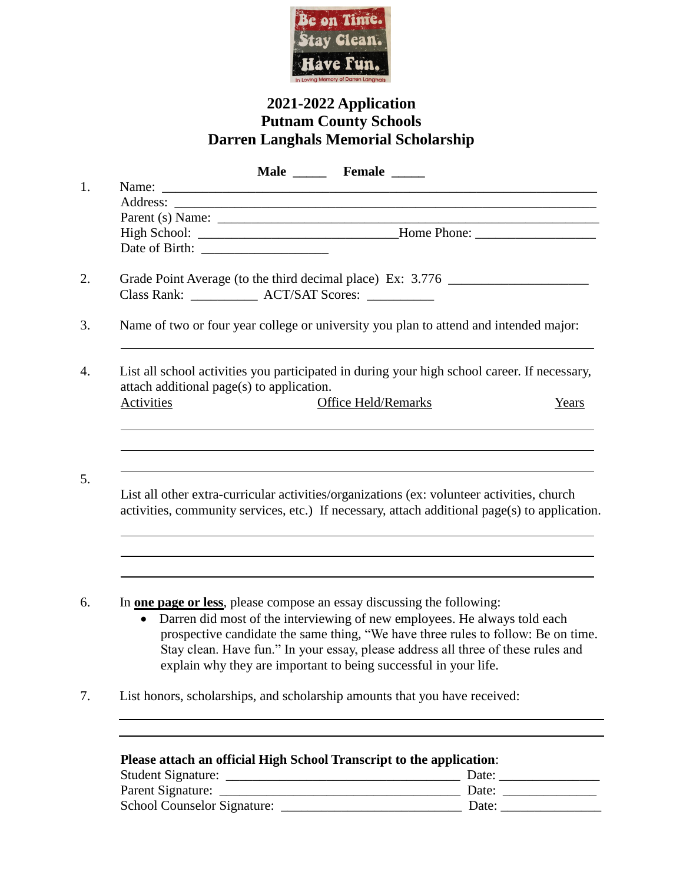# 2021-2022 Application
# Putnam County Schools
# Darren Langhals Memorial Scholarship

**Male** _____ **Female** _____

1. Name: ______________________________________________________________
   Address: ____________________________________________________________
   Parent (s) Name: _____________________________________________________
   High School: ____________________________ Home Phone: _________________
   Date of Birth: ___________________

2. Grade Point Average (to the third decimal place) Ex: 3.776 ____________________
   Class Rank: __________ ACT/SAT Scores: __________

3. Name of two or four year college or university you plan to attend and intended major:

   ______________________________________________________________________

4. List all school activities you participated in during your high school career. If necessary, attach additional page(s) to application.

   Activities | Office Held/Remarks | Years

   ______________________________________________________________________

   ______________________________________________________________________

   ______________________________________________________________________

5. List all other extra-curricular activities/organizations (ex: volunteer activities, church activities, community services, etc.) If necessary, attach additional page(s) to application.

   ______________________________________________________________________

   ______________________________________________________________________

   ______________________________________________________________________

6. In **one page or less**, please compose an essay discussing the following:
   - Darren did most of the interviewing of new employees. He always told each prospective candidate the same thing, "We have three rules to follow: Be on time. Stay clean. Have fun." In your essay, please address all three of these rules and explain why they are important to being successful in your life.

7. List honors, scholarships, and scholarship amounts that you have received:

   ______________________________________________________________________

   ______________________________________________________________________

**Please attach an official High School Transcript to the application**:

Student Signature: __________________________________ Date: ______________
Parent Signature: ___________________________________ Date: _____________
School Counselor Signature: __________________________ Date: ______________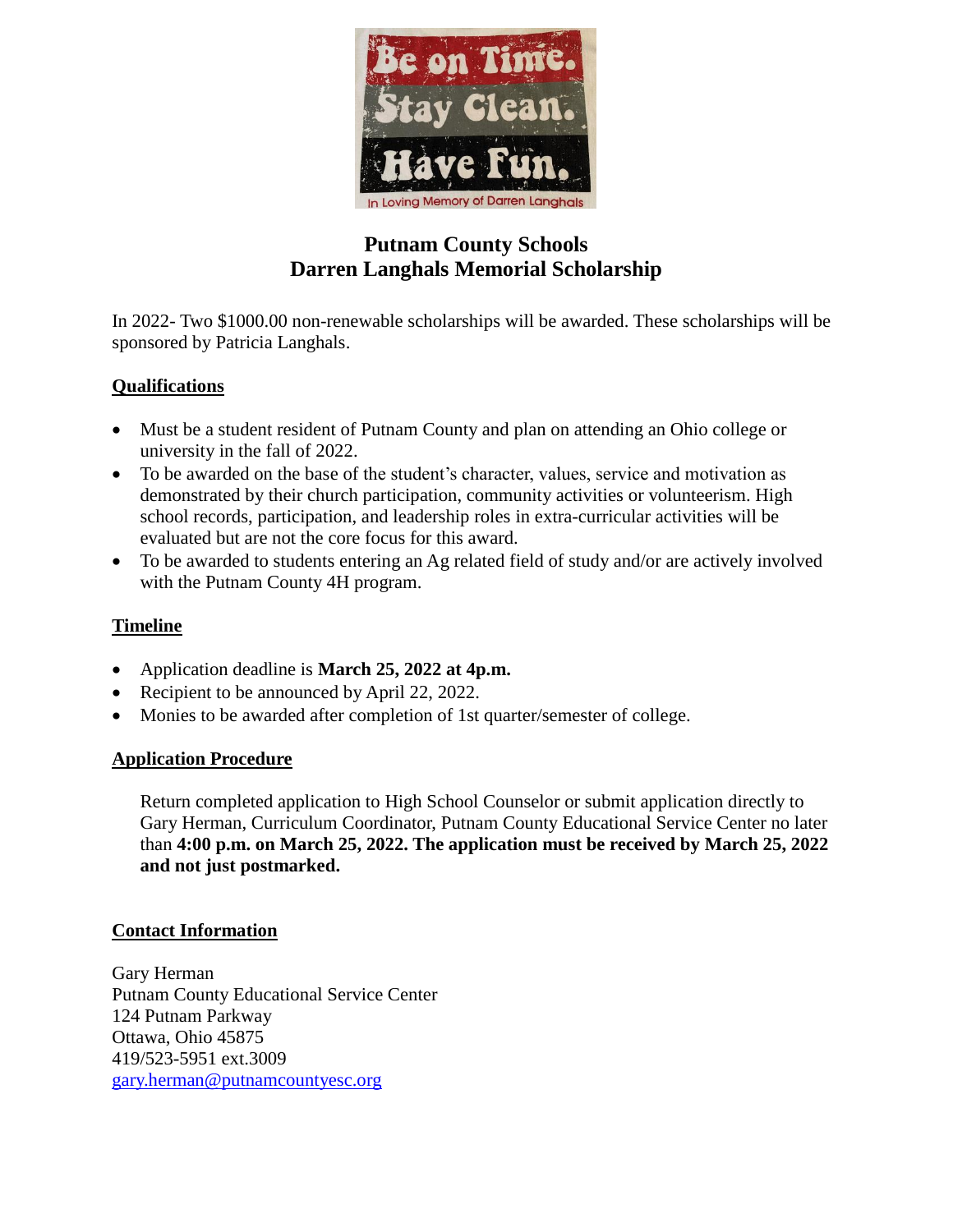# Putnam County Schools
# Darren Langhals Memorial Scholarship

In 2022- Two $1000.00 non-renewable scholarships will be awarded. These scholarships will be sponsored by Patricia Langhals.

## Qualifications

- Must be a student resident of Putnam County and plan on attending an Ohio college or university in the fall of 2022.
- To be awarded on the base of the student's character, values, service and motivation as demonstrated by their church participation, community activities or volunteerism. High school records, participation, and leadership roles in extra-curricular activities will be evaluated but are not the core focus for this award.
- To be awarded to students entering an Ag related field of study and/or are actively involved with the Putnam County 4H program.

## Timeline

- Application deadline is **March 25, 2022 at 4p.m.**
- Recipient to be announced by April 22, 2022.
- Monies to be awarded after completion of 1st quarter/semester of college.

## Application Procedure

Return completed application to High School Counselor or submit application directly to Gary Herman, Curriculum Coordinator, Putnam County Educational Service Center no later than **4:00 p.m. on March 25, 2022. The application must be received by March 25, 2022 and not just postmarked.**

## Contact Information

Gary Herman
Putnam County Educational Service Center
124 Putnam Parkway
Ottawa, Ohio 45875
419/523-5951 ext.3009
gary.herman@putnamcountyesc.org